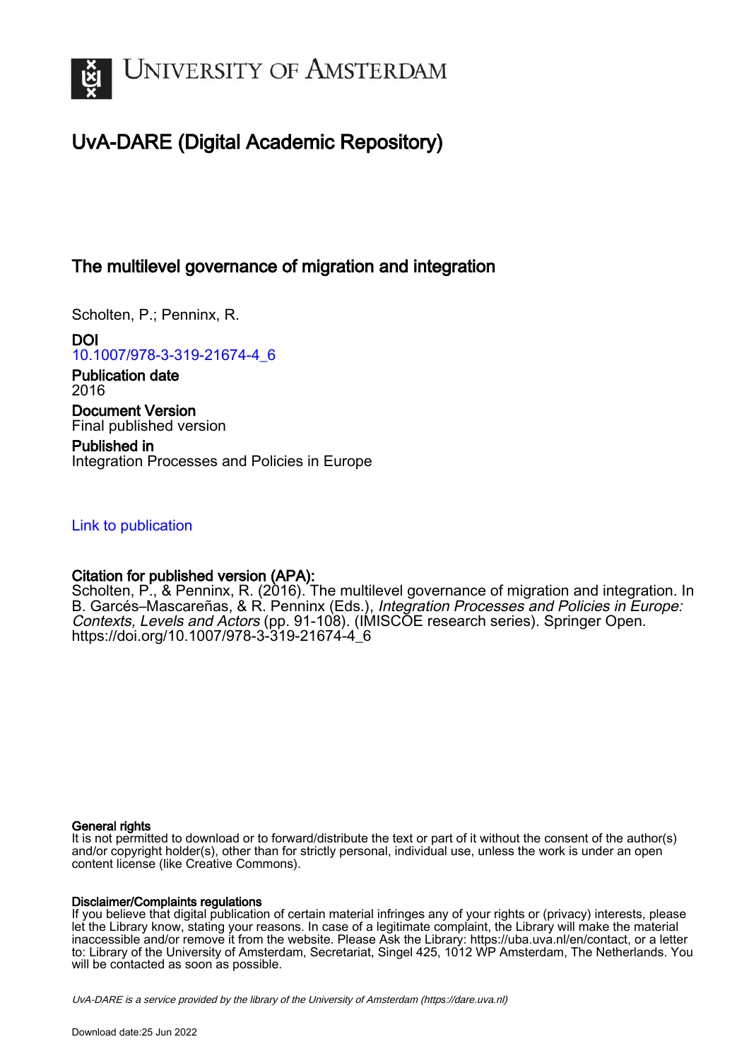# University of Amsterdam

## UvA-DARE (Digital Academic Repository)

### The multilevel governance of migration and integration

Scholten, P.; Penninx, R.

**DOI**
10.1007/978-3-319-21674-4_6

**Publication date**
2016

**Document Version**
Final published version

**Published in**
Integration Processes and Policies in Europe

Link to publication

**Citation for published version (APA):**
Scholten, P., & Penninx, R. (2016). The multilevel governance of migration and integration. In B. Garcés–Mascareñas, & R. Penninx (Eds.), *Integration Processes and Policies in Europe: Contexts, Levels and Actors* (pp. 91-108). (IMISCOE research series). Springer Open. https://doi.org/10.1007/978-3-319-21674-4_6

**General rights**
It is not permitted to download or to forward/distribute the text or part of it without the consent of the author(s) and/or copyright holder(s), other than for strictly personal, individual use, unless the work is under an open content license (like Creative Commons).

**Disclaimer/Complaints regulations**
If you believe that digital publication of certain material infringes any of your rights or (privacy) interests, please let the Library know, stating your reasons. In case of a legitimate complaint, the Library will make the material inaccessible and/or remove it from the website. Please Ask the Library: https://uba.uva.nl/en/contact, or a letter to: Library of the University of Amsterdam, Secretariat, Singel 425, 1012 WP Amsterdam, The Netherlands. You will be contacted as soon as possible.

*UvA-DARE is a service provided by the library of the University of Amsterdam (https://dare.uva.nl)*

Download date:25 Jun 2022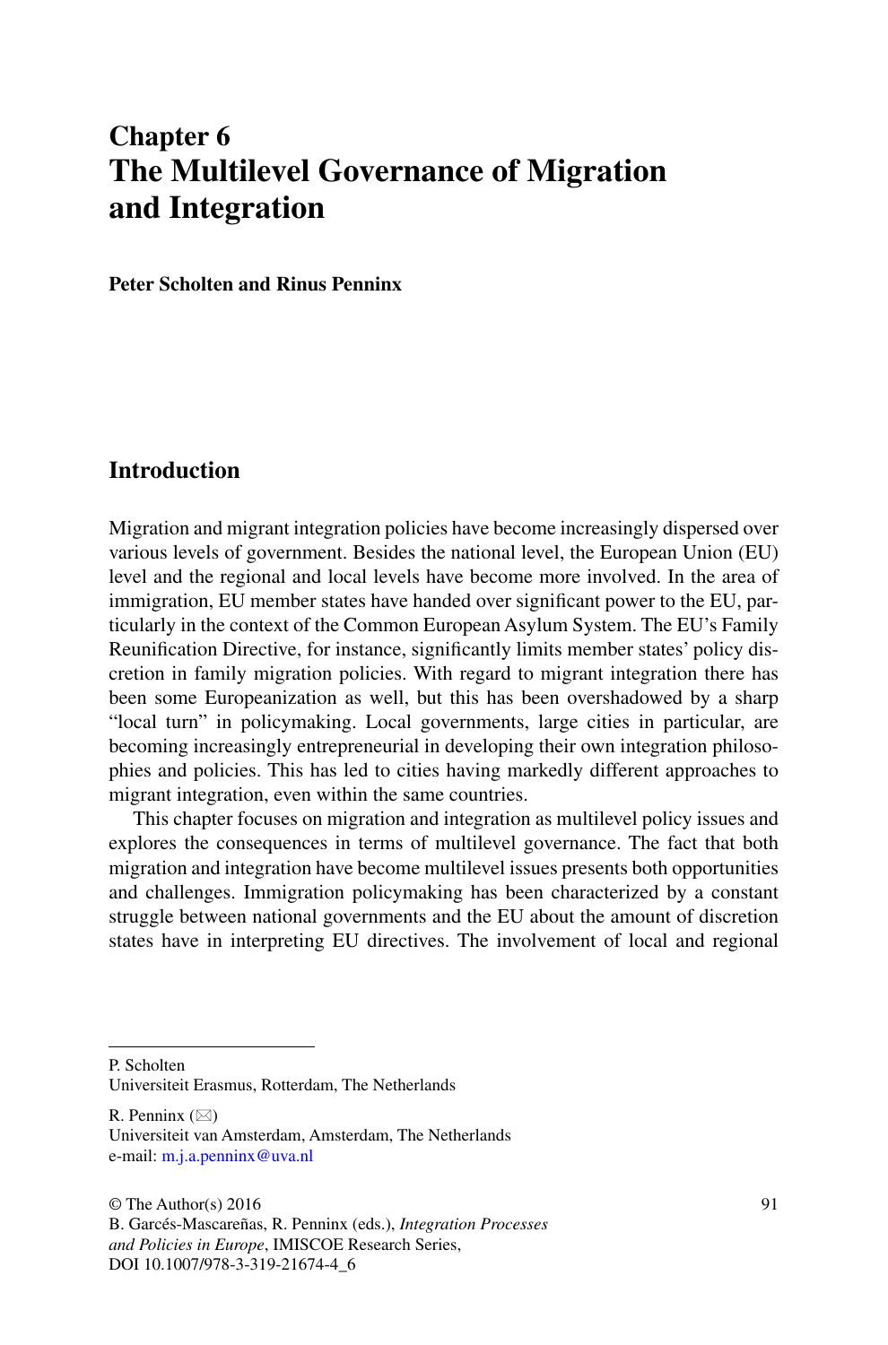# Chapter 6
# The Multilevel Governance of Migration and Integration

**Peter Scholten and Rinus Penninx**

## Introduction

Migration and migrant integration policies have become increasingly dispersed over various levels of government. Besides the national level, the European Union (EU) level and the regional and local levels have become more involved. In the area of immigration, EU member states have handed over significant power to the EU, particularly in the context of the Common European Asylum System. The EU's Family Reunification Directive, for instance, significantly limits member states' policy discretion in family migration policies. With regard to migrant integration there has been some Europeanization as well, but this has been overshadowed by a sharp "local turn" in policymaking. Local governments, large cities in particular, are becoming increasingly entrepreneurial in developing their own integration philosophies and policies. This has led to cities having markedly different approaches to migrant integration, even within the same countries.

This chapter focuses on migration and integration as multilevel policy issues and explores the consequences in terms of multilevel governance. The fact that both migration and integration have become multilevel issues presents both opportunities and challenges. Immigration policymaking has been characterized by a constant struggle between national governments and the EU about the amount of discretion states have in interpreting EU directives. The involvement of local and regional

---

P. Scholten
Universiteit Erasmus, Rotterdam, The Netherlands

R. Penninx (✉)
Universiteit van Amsterdam, Amsterdam, The Netherlands
e-mail: m.j.a.penninx@uva.nl

© The Author(s) 2016
B. Garcés-Mascareñas, R. Penninx (eds.), *Integration Processes and Policies in Europe*, IMISCOE Research Series,
DOI 10.1007/978-3-319-21674-4_6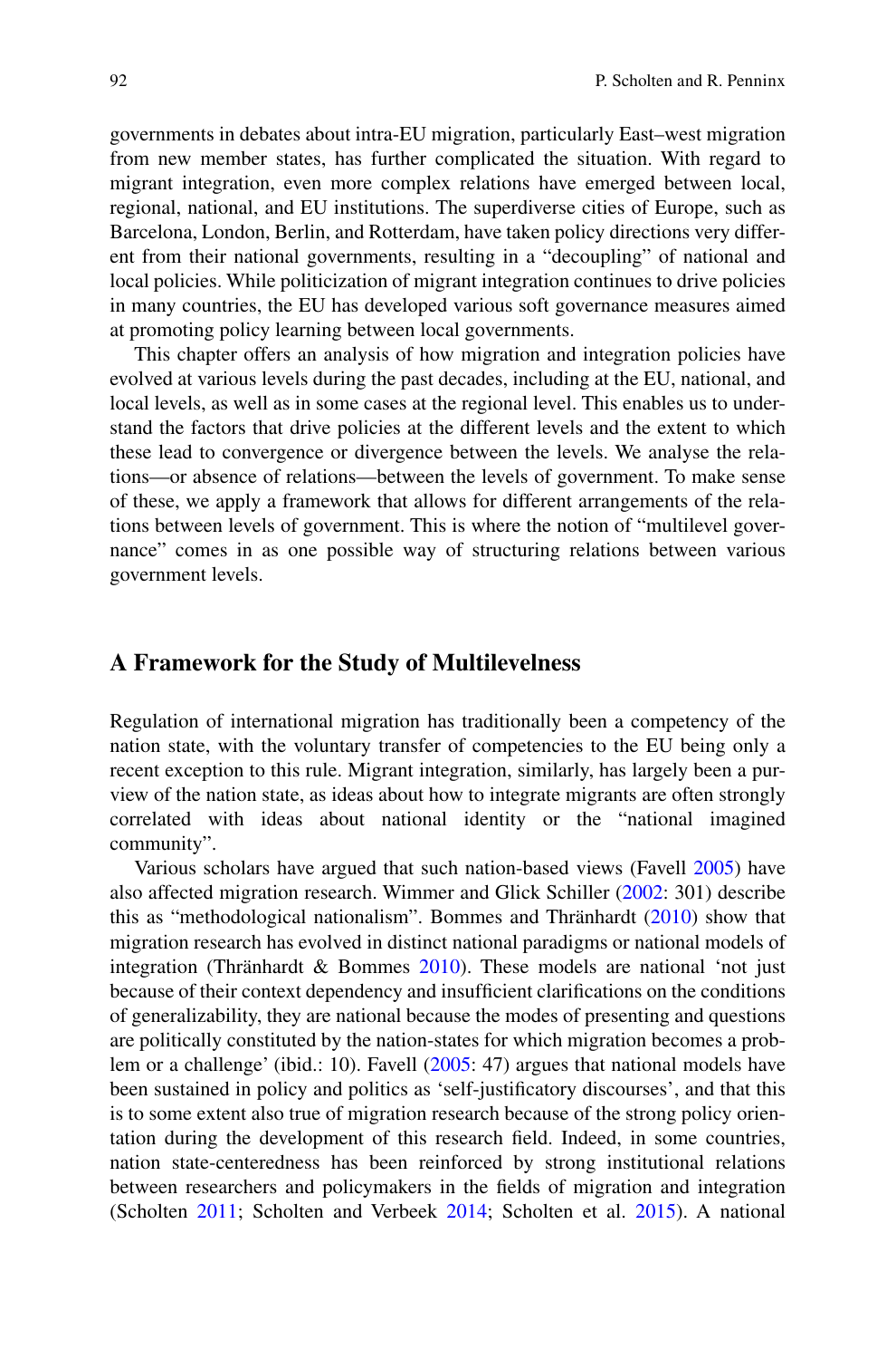governments in debates about intra-EU migration, particularly East–west migration from new member states, has further complicated the situation. With regard to migrant integration, even more complex relations have emerged between local, regional, national, and EU institutions. The superdiverse cities of Europe, such as Barcelona, London, Berlin, and Rotterdam, have taken policy directions very different from their national governments, resulting in a "decoupling" of national and local policies. While politicization of migrant integration continues to drive policies in many countries, the EU has developed various soft governance measures aimed at promoting policy learning between local governments.

This chapter offers an analysis of how migration and integration policies have evolved at various levels during the past decades, including at the EU, national, and local levels, as well as in some cases at the regional level. This enables us to understand the factors that drive policies at the different levels and the extent to which these lead to convergence or divergence between the levels. We analyse the relations—or absence of relations—between the levels of government. To make sense of these, we apply a framework that allows for different arrangements of the relations between levels of government. This is where the notion of "multilevel governance" comes in as one possible way of structuring relations between various government levels.

## A Framework for the Study of Multilevelness

Regulation of international migration has traditionally been a competency of the nation state, with the voluntary transfer of competencies to the EU being only a recent exception to this rule. Migrant integration, similarly, has largely been a purview of the nation state, as ideas about how to integrate migrants are often strongly correlated with ideas about national identity or the "national imagined community".

Various scholars have argued that such nation-based views (Favell 2005) have also affected migration research. Wimmer and Glick Schiller (2002: 301) describe this as "methodological nationalism". Bommes and Thränhardt (2010) show that migration research has evolved in distinct national paradigms or national models of integration (Thränhardt & Bommes 2010). These models are national 'not just because of their context dependency and insufficient clarifications on the conditions of generalizability, they are national because the modes of presenting and questions are politically constituted by the nation-states for which migration becomes a problem or a challenge' (ibid.: 10). Favell (2005: 47) argues that national models have been sustained in policy and politics as 'self-justificatory discourses', and that this is to some extent also true of migration research because of the strong policy orientation during the development of this research field. Indeed, in some countries, nation state-centeredness has been reinforced by strong institutional relations between researchers and policymakers in the fields of migration and integration (Scholten 2011; Scholten and Verbeek 2014; Scholten et al. 2015). A national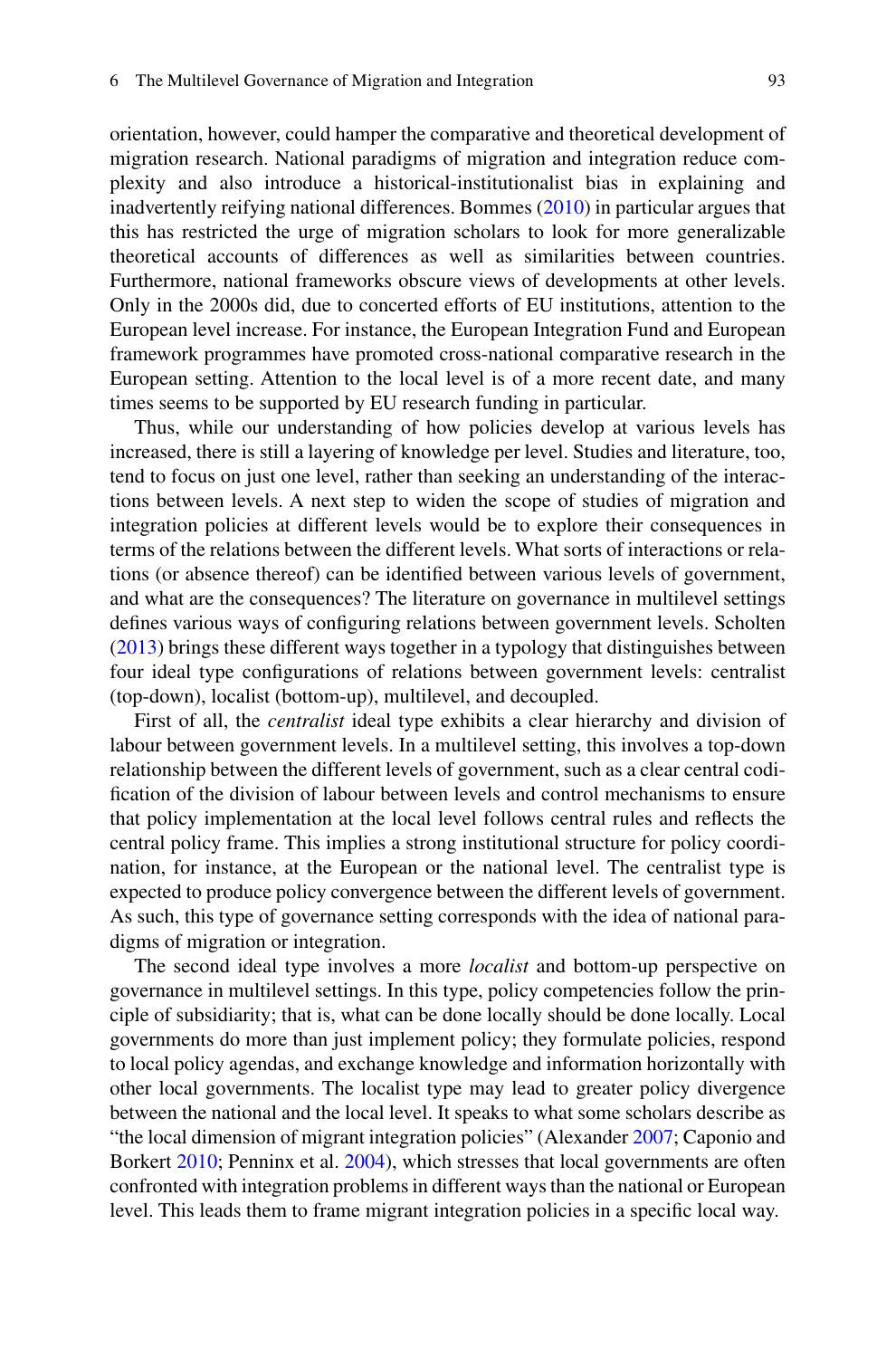orientation, however, could hamper the comparative and theoretical development of migration research. National paradigms of migration and integration reduce complexity and also introduce a historical-institutionalist bias in explaining and inadvertently reifying national differences. Bommes (2010) in particular argues that this has restricted the urge of migration scholars to look for more generalizable theoretical accounts of differences as well as similarities between countries. Furthermore, national frameworks obscure views of developments at other levels. Only in the 2000s did, due to concerted efforts of EU institutions, attention to the European level increase. For instance, the European Integration Fund and European framework programmes have promoted cross-national comparative research in the European setting. Attention to the local level is of a more recent date, and many times seems to be supported by EU research funding in particular.

Thus, while our understanding of how policies develop at various levels has increased, there is still a layering of knowledge per level. Studies and literature, too, tend to focus on just one level, rather than seeking an understanding of the interactions between levels. A next step to widen the scope of studies of migration and integration policies at different levels would be to explore their consequences in terms of the relations between the different levels. What sorts of interactions or relations (or absence thereof) can be identified between various levels of government, and what are the consequences? The literature on governance in multilevel settings defines various ways of configuring relations between government levels. Scholten (2013) brings these different ways together in a typology that distinguishes between four ideal type configurations of relations between government levels: centralist (top-down), localist (bottom-up), multilevel, and decoupled.

First of all, the *centralist* ideal type exhibits a clear hierarchy and division of labour between government levels. In a multilevel setting, this involves a top-down relationship between the different levels of government, such as a clear central codification of the division of labour between levels and control mechanisms to ensure that policy implementation at the local level follows central rules and reflects the central policy frame. This implies a strong institutional structure for policy coordination, for instance, at the European or the national level. The centralist type is expected to produce policy convergence between the different levels of government. As such, this type of governance setting corresponds with the idea of national paradigms of migration or integration.

The second ideal type involves a more *localist* and bottom-up perspective on governance in multilevel settings. In this type, policy competencies follow the principle of subsidiarity; that is, what can be done locally should be done locally. Local governments do more than just implement policy; they formulate policies, respond to local policy agendas, and exchange knowledge and information horizontally with other local governments. The localist type may lead to greater policy divergence between the national and the local level. It speaks to what some scholars describe as "the local dimension of migrant integration policies" (Alexander 2007; Caponio and Borkert 2010; Penninx et al. 2004), which stresses that local governments are often confronted with integration problems in different ways than the national or European level. This leads them to frame migrant integration policies in a specific local way.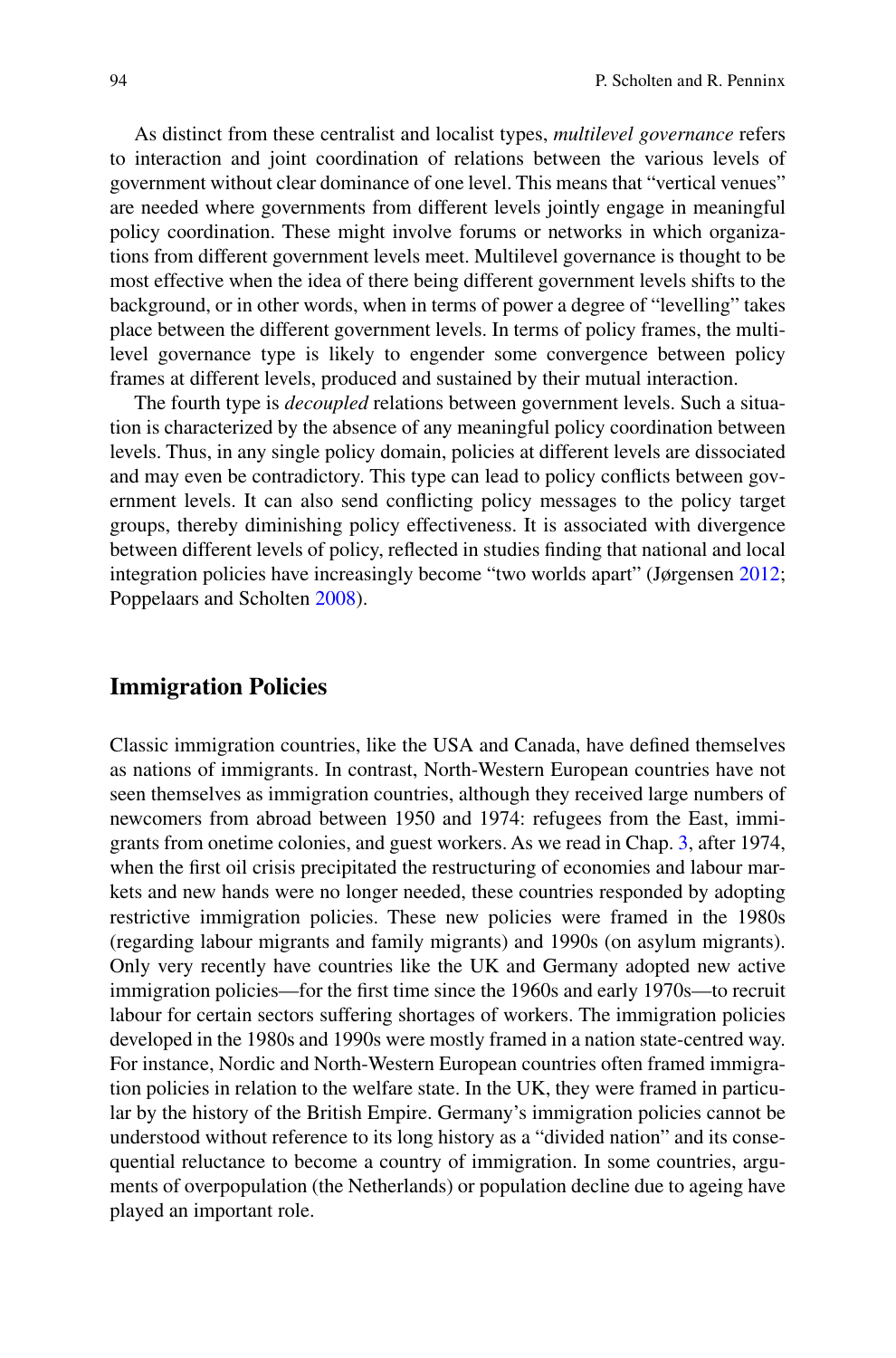As distinct from these centralist and localist types, *multilevel governance* refers to interaction and joint coordination of relations between the various levels of government without clear dominance of one level. This means that "vertical venues" are needed where governments from different levels jointly engage in meaningful policy coordination. These might involve forums or networks in which organizations from different government levels meet. Multilevel governance is thought to be most effective when the idea of there being different government levels shifts to the background, or in other words, when in terms of power a degree of "levelling" takes place between the different government levels. In terms of policy frames, the multilevel governance type is likely to engender some convergence between policy frames at different levels, produced and sustained by their mutual interaction.

The fourth type is *decoupled* relations between government levels. Such a situation is characterized by the absence of any meaningful policy coordination between levels. Thus, in any single policy domain, policies at different levels are dissociated and may even be contradictory. This type can lead to policy conflicts between government levels. It can also send conflicting policy messages to the policy target groups, thereby diminishing policy effectiveness. It is associated with divergence between different levels of policy, reflected in studies finding that national and local integration policies have increasingly become "two worlds apart" (Jørgensen 2012; Poppelaars and Scholten 2008).

## Immigration Policies

Classic immigration countries, like the USA and Canada, have defined themselves as nations of immigrants. In contrast, North-Western European countries have not seen themselves as immigration countries, although they received large numbers of newcomers from abroad between 1950 and 1974: refugees from the East, immigrants from onetime colonies, and guest workers. As we read in Chap. 3, after 1974, when the first oil crisis precipitated the restructuring of economies and labour markets and new hands were no longer needed, these countries responded by adopting restrictive immigration policies. These new policies were framed in the 1980s (regarding labour migrants and family migrants) and 1990s (on asylum migrants). Only very recently have countries like the UK and Germany adopted new active immigration policies—for the first time since the 1960s and early 1970s—to recruit labour for certain sectors suffering shortages of workers. The immigration policies developed in the 1980s and 1990s were mostly framed in a nation state-centred way. For instance, Nordic and North-Western European countries often framed immigration policies in relation to the welfare state. In the UK, they were framed in particular by the history of the British Empire. Germany's immigration policies cannot be understood without reference to its long history as a "divided nation" and its consequential reluctance to become a country of immigration. In some countries, arguments of overpopulation (the Netherlands) or population decline due to ageing have played an important role.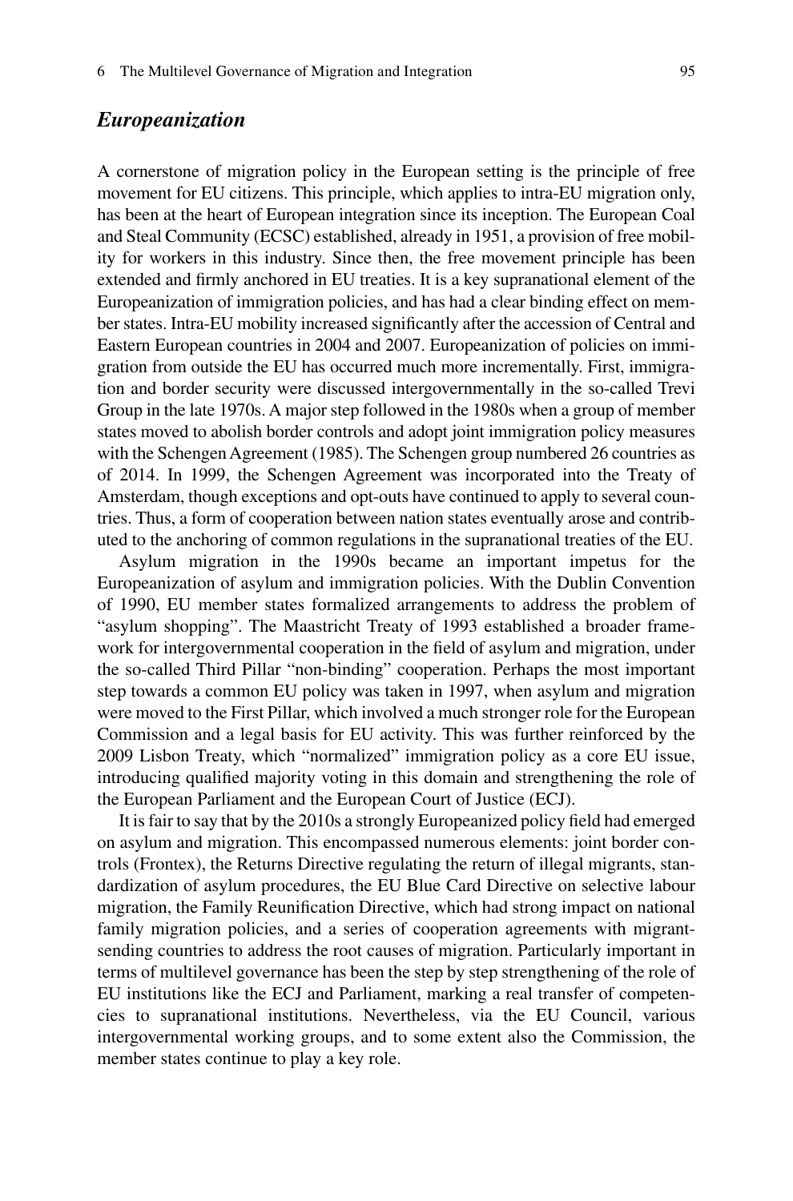### *Europeanization*

A cornerstone of migration policy in the European setting is the principle of free movement for EU citizens. This principle, which applies to intra-EU migration only, has been at the heart of European integration since its inception. The European Coal and Steal Community (ECSC) established, already in 1951, a provision of free mobility for workers in this industry. Since then, the free movement principle has been extended and firmly anchored in EU treaties. It is a key supranational element of the Europeanization of immigration policies, and has had a clear binding effect on member states. Intra-EU mobility increased significantly after the accession of Central and Eastern European countries in 2004 and 2007. Europeanization of policies on immigration from outside the EU has occurred much more incrementally. First, immigration and border security were discussed intergovernmentally in the so-called Trevi Group in the late 1970s. A major step followed in the 1980s when a group of member states moved to abolish border controls and adopt joint immigration policy measures with the Schengen Agreement (1985). The Schengen group numbered 26 countries as of 2014. In 1999, the Schengen Agreement was incorporated into the Treaty of Amsterdam, though exceptions and opt-outs have continued to apply to several countries. Thus, a form of cooperation between nation states eventually arose and contributed to the anchoring of common regulations in the supranational treaties of the EU.

Asylum migration in the 1990s became an important impetus for the Europeanization of asylum and immigration policies. With the Dublin Convention of 1990, EU member states formalized arrangements to address the problem of "asylum shopping". The Maastricht Treaty of 1993 established a broader framework for intergovernmental cooperation in the field of asylum and migration, under the so-called Third Pillar "non-binding" cooperation. Perhaps the most important step towards a common EU policy was taken in 1997, when asylum and migration were moved to the First Pillar, which involved a much stronger role for the European Commission and a legal basis for EU activity. This was further reinforced by the 2009 Lisbon Treaty, which "normalized" immigration policy as a core EU issue, introducing qualified majority voting in this domain and strengthening the role of the European Parliament and the European Court of Justice (ECJ).

It is fair to say that by the 2010s a strongly Europeanized policy field had emerged on asylum and migration. This encompassed numerous elements: joint border controls (Frontex), the Returns Directive regulating the return of illegal migrants, standardization of asylum procedures, the EU Blue Card Directive on selective labour migration, the Family Reunification Directive, which had strong impact on national family migration policies, and a series of cooperation agreements with migrant-sending countries to address the root causes of migration. Particularly important in terms of multilevel governance has been the step by step strengthening of the role of EU institutions like the ECJ and Parliament, marking a real transfer of competencies to supranational institutions. Nevertheless, via the EU Council, various intergovernmental working groups, and to some extent also the Commission, the member states continue to play a key role.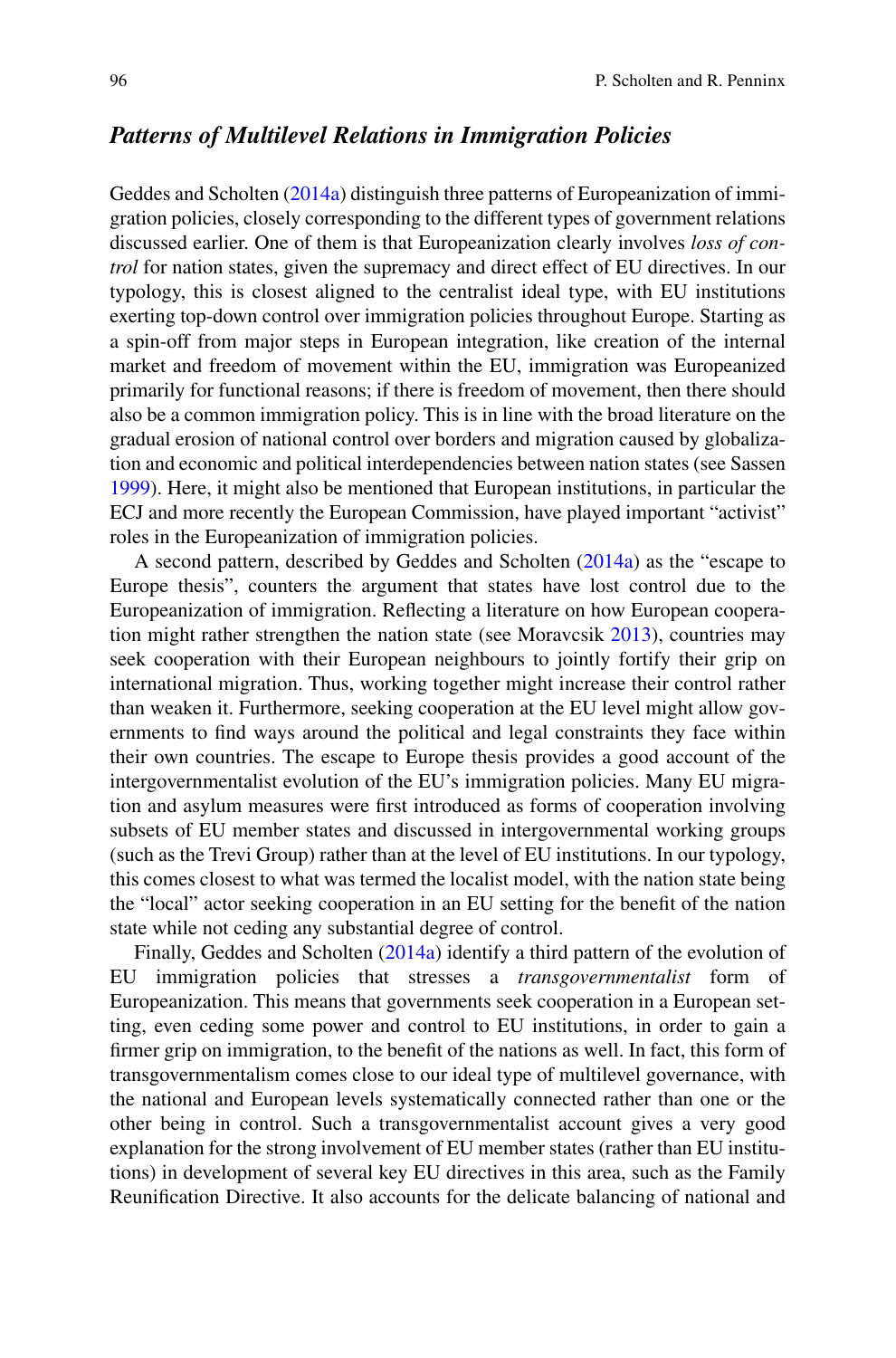### *Patterns of Multilevel Relations in Immigration Policies*

Geddes and Scholten (2014a) distinguish three patterns of Europeanization of immigration policies, closely corresponding to the different types of government relations discussed earlier. One of them is that Europeanization clearly involves *loss of control* for nation states, given the supremacy and direct effect of EU directives. In our typology, this is closest aligned to the centralist ideal type, with EU institutions exerting top-down control over immigration policies throughout Europe. Starting as a spin-off from major steps in European integration, like creation of the internal market and freedom of movement within the EU, immigration was Europeanized primarily for functional reasons; if there is freedom of movement, then there should also be a common immigration policy. This is in line with the broad literature on the gradual erosion of national control over borders and migration caused by globalization and economic and political interdependencies between nation states (see Sassen 1999). Here, it might also be mentioned that European institutions, in particular the ECJ and more recently the European Commission, have played important "activist" roles in the Europeanization of immigration policies.

A second pattern, described by Geddes and Scholten (2014a) as the "escape to Europe thesis", counters the argument that states have lost control due to the Europeanization of immigration. Reflecting a literature on how European cooperation might rather strengthen the nation state (see Moravcsik 2013), countries may seek cooperation with their European neighbours to jointly fortify their grip on international migration. Thus, working together might increase their control rather than weaken it. Furthermore, seeking cooperation at the EU level might allow governments to find ways around the political and legal constraints they face within their own countries. The escape to Europe thesis provides a good account of the intergovernmentalist evolution of the EU's immigration policies. Many EU migration and asylum measures were first introduced as forms of cooperation involving subsets of EU member states and discussed in intergovernmental working groups (such as the Trevi Group) rather than at the level of EU institutions. In our typology, this comes closest to what was termed the localist model, with the nation state being the "local" actor seeking cooperation in an EU setting for the benefit of the nation state while not ceding any substantial degree of control.

Finally, Geddes and Scholten (2014a) identify a third pattern of the evolution of EU immigration policies that stresses a *transgovernmentalist* form of Europeanization. This means that governments seek cooperation in a European setting, even ceding some power and control to EU institutions, in order to gain a firmer grip on immigration, to the benefit of the nations as well. In fact, this form of transgovernmentalism comes close to our ideal type of multilevel governance, with the national and European levels systematically connected rather than one or the other being in control. Such a transgovernmentalist account gives a very good explanation for the strong involvement of EU member states (rather than EU institutions) in development of several key EU directives in this area, such as the Family Reunification Directive. It also accounts for the delicate balancing of national and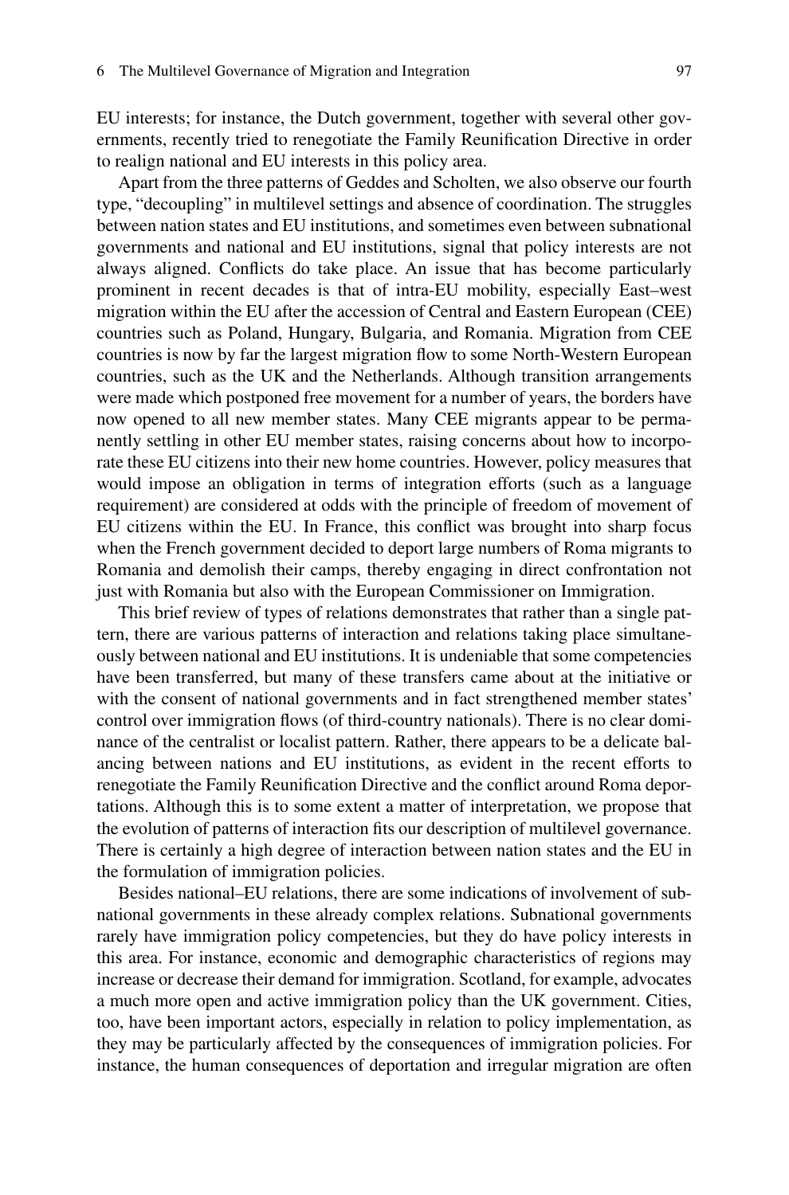EU interests; for instance, the Dutch government, together with several other governments, recently tried to renegotiate the Family Reunification Directive in order to realign national and EU interests in this policy area.

Apart from the three patterns of Geddes and Scholten, we also observe our fourth type, "decoupling" in multilevel settings and absence of coordination. The struggles between nation states and EU institutions, and sometimes even between subnational governments and national and EU institutions, signal that policy interests are not always aligned. Conflicts do take place. An issue that has become particularly prominent in recent decades is that of intra-EU mobility, especially East–west migration within the EU after the accession of Central and Eastern European (CEE) countries such as Poland, Hungary, Bulgaria, and Romania. Migration from CEE countries is now by far the largest migration flow to some North-Western European countries, such as the UK and the Netherlands. Although transition arrangements were made which postponed free movement for a number of years, the borders have now opened to all new member states. Many CEE migrants appear to be permanently settling in other EU member states, raising concerns about how to incorporate these EU citizens into their new home countries. However, policy measures that would impose an obligation in terms of integration efforts (such as a language requirement) are considered at odds with the principle of freedom of movement of EU citizens within the EU. In France, this conflict was brought into sharp focus when the French government decided to deport large numbers of Roma migrants to Romania and demolish their camps, thereby engaging in direct confrontation not just with Romania but also with the European Commissioner on Immigration.

This brief review of types of relations demonstrates that rather than a single pattern, there are various patterns of interaction and relations taking place simultaneously between national and EU institutions. It is undeniable that some competencies have been transferred, but many of these transfers came about at the initiative or with the consent of national governments and in fact strengthened member states' control over immigration flows (of third-country nationals). There is no clear dominance of the centralist or localist pattern. Rather, there appears to be a delicate balancing between nations and EU institutions, as evident in the recent efforts to renegotiate the Family Reunification Directive and the conflict around Roma deportations. Although this is to some extent a matter of interpretation, we propose that the evolution of patterns of interaction fits our description of multilevel governance. There is certainly a high degree of interaction between nation states and the EU in the formulation of immigration policies.

Besides national–EU relations, there are some indications of involvement of subnational governments in these already complex relations. Subnational governments rarely have immigration policy competencies, but they do have policy interests in this area. For instance, economic and demographic characteristics of regions may increase or decrease their demand for immigration. Scotland, for example, advocates a much more open and active immigration policy than the UK government. Cities, too, have been important actors, especially in relation to policy implementation, as they may be particularly affected by the consequences of immigration policies. For instance, the human consequences of deportation and irregular migration are often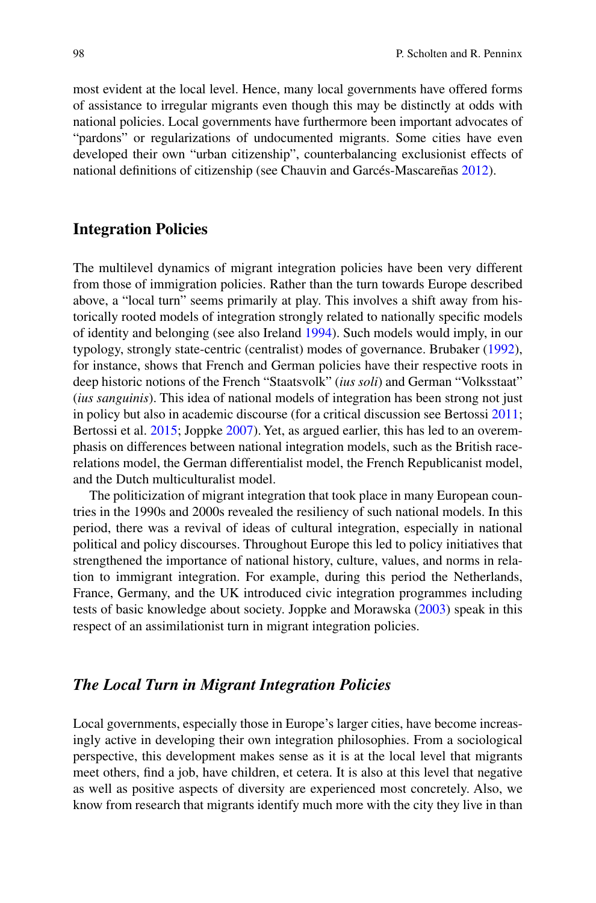most evident at the local level. Hence, many local governments have offered forms of assistance to irregular migrants even though this may be distinctly at odds with national policies. Local governments have furthermore been important advocates of "pardons" or regularizations of undocumented migrants. Some cities have even developed their own "urban citizenship", counterbalancing exclusionist effects of national definitions of citizenship (see Chauvin and Garcés-Mascareñas 2012).

## Integration Policies

The multilevel dynamics of migrant integration policies have been very different from those of immigration policies. Rather than the turn towards Europe described above, a "local turn" seems primarily at play. This involves a shift away from historically rooted models of integration strongly related to nationally specific models of identity and belonging (see also Ireland 1994). Such models would imply, in our typology, strongly state-centric (centralist) modes of governance. Brubaker (1992), for instance, shows that French and German policies have their respective roots in deep historic notions of the French "Staatsvolk" (*ius soli*) and German "Volksstaat" (*ius sanguinis*). This idea of national models of integration has been strong not just in policy but also in academic discourse (for a critical discussion see Bertossi 2011; Bertossi et al. 2015; Joppke 2007). Yet, as argued earlier, this has led to an overemphasis on differences between national integration models, such as the British race-relations model, the German differentialist model, the French Republicanist model, and the Dutch multiculturalist model.

The politicization of migrant integration that took place in many European countries in the 1990s and 2000s revealed the resiliency of such national models. In this period, there was a revival of ideas of cultural integration, especially in national political and policy discourses. Throughout Europe this led to policy initiatives that strengthened the importance of national history, culture, values, and norms in relation to immigrant integration. For example, during this period the Netherlands, France, Germany, and the UK introduced civic integration programmes including tests of basic knowledge about society. Joppke and Morawska (2003) speak in this respect of an assimilationist turn in migrant integration policies.

### *The Local Turn in Migrant Integration Policies*

Local governments, especially those in Europe's larger cities, have become increasingly active in developing their own integration philosophies. From a sociological perspective, this development makes sense as it is at the local level that migrants meet others, find a job, have children, et cetera. It is also at this level that negative as well as positive aspects of diversity are experienced most concretely. Also, we know from research that migrants identify much more with the city they live in than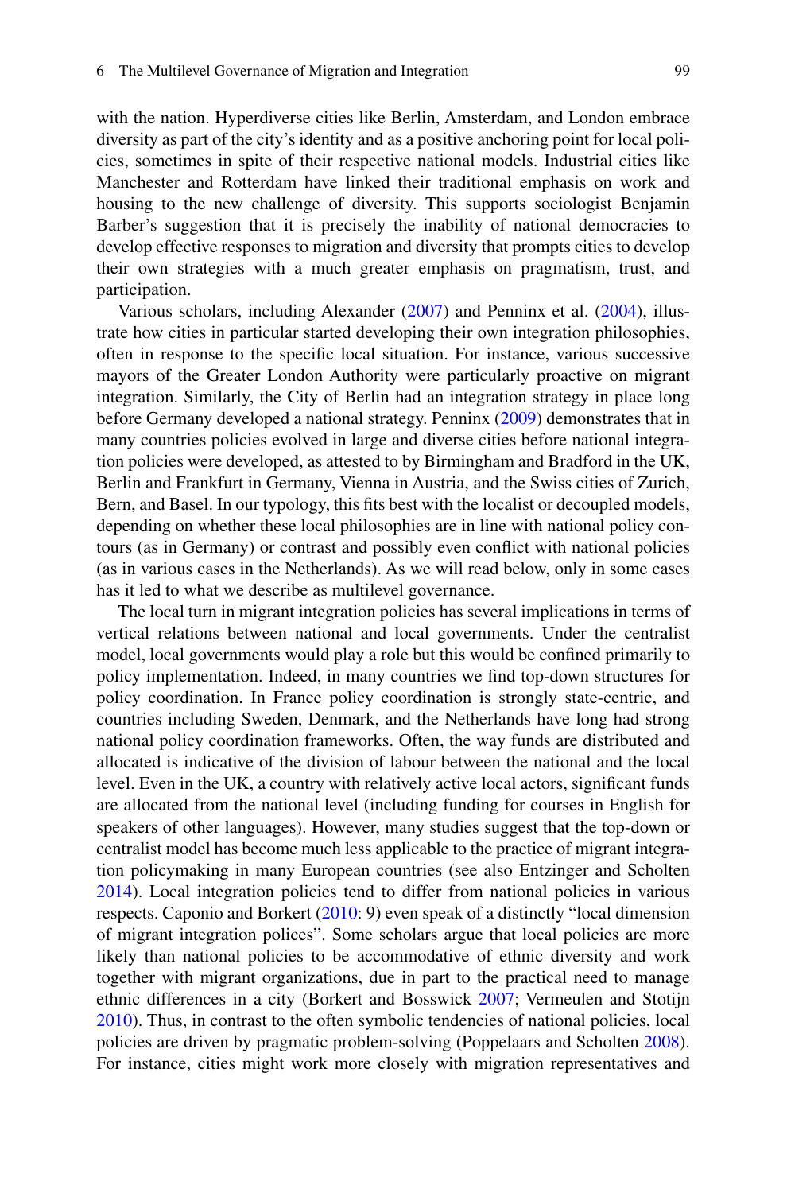with the nation. Hyperdiverse cities like Berlin, Amsterdam, and London embrace diversity as part of the city's identity and as a positive anchoring point for local policies, sometimes in spite of their respective national models. Industrial cities like Manchester and Rotterdam have linked their traditional emphasis on work and housing to the new challenge of diversity. This supports sociologist Benjamin Barber's suggestion that it is precisely the inability of national democracies to develop effective responses to migration and diversity that prompts cities to develop their own strategies with a much greater emphasis on pragmatism, trust, and participation.

Various scholars, including Alexander (2007) and Penninx et al. (2004), illustrate how cities in particular started developing their own integration philosophies, often in response to the specific local situation. For instance, various successive mayors of the Greater London Authority were particularly proactive on migrant integration. Similarly, the City of Berlin had an integration strategy in place long before Germany developed a national strategy. Penninx (2009) demonstrates that in many countries policies evolved in large and diverse cities before national integration policies were developed, as attested to by Birmingham and Bradford in the UK, Berlin and Frankfurt in Germany, Vienna in Austria, and the Swiss cities of Zurich, Bern, and Basel. In our typology, this fits best with the localist or decoupled models, depending on whether these local philosophies are in line with national policy contours (as in Germany) or contrast and possibly even conflict with national policies (as in various cases in the Netherlands). As we will read below, only in some cases has it led to what we describe as multilevel governance.

The local turn in migrant integration policies has several implications in terms of vertical relations between national and local governments. Under the centralist model, local governments would play a role but this would be confined primarily to policy implementation. Indeed, in many countries we find top-down structures for policy coordination. In France policy coordination is strongly state-centric, and countries including Sweden, Denmark, and the Netherlands have long had strong national policy coordination frameworks. Often, the way funds are distributed and allocated is indicative of the division of labour between the national and the local level. Even in the UK, a country with relatively active local actors, significant funds are allocated from the national level (including funding for courses in English for speakers of other languages). However, many studies suggest that the top-down or centralist model has become much less applicable to the practice of migrant integration policymaking in many European countries (see also Entzinger and Scholten 2014). Local integration policies tend to differ from national policies in various respects. Caponio and Borkert (2010: 9) even speak of a distinctly "local dimension of migrant integration polices". Some scholars argue that local policies are more likely than national policies to be accommodative of ethnic diversity and work together with migrant organizations, due in part to the practical need to manage ethnic differences in a city (Borkert and Bosswick 2007; Vermeulen and Stotijn 2010). Thus, in contrast to the often symbolic tendencies of national policies, local policies are driven by pragmatic problem-solving (Poppelaars and Scholten 2008). For instance, cities might work more closely with migration representatives and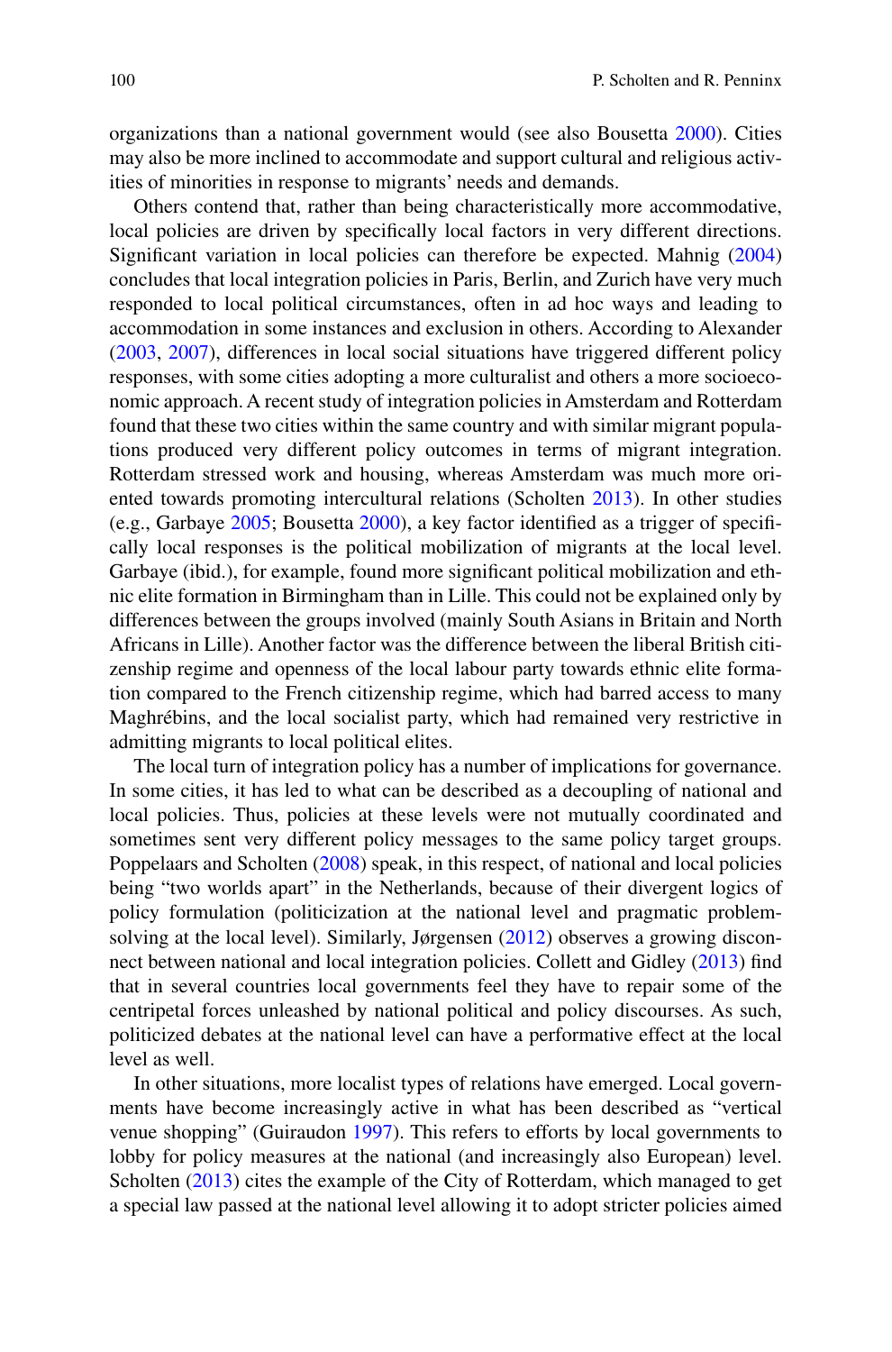organizations than a national government would (see also Bousetta 2000). Cities may also be more inclined to accommodate and support cultural and religious activities of minorities in response to migrants' needs and demands.

Others contend that, rather than being characteristically more accommodative, local policies are driven by specifically local factors in very different directions. Significant variation in local policies can therefore be expected. Mahnig (2004) concludes that local integration policies in Paris, Berlin, and Zurich have very much responded to local political circumstances, often in ad hoc ways and leading to accommodation in some instances and exclusion in others. According to Alexander (2003, 2007), differences in local social situations have triggered different policy responses, with some cities adopting a more culturalist and others a more socioeconomic approach. A recent study of integration policies in Amsterdam and Rotterdam found that these two cities within the same country and with similar migrant populations produced very different policy outcomes in terms of migrant integration. Rotterdam stressed work and housing, whereas Amsterdam was much more oriented towards promoting intercultural relations (Scholten 2013). In other studies (e.g., Garbaye 2005; Bousetta 2000), a key factor identified as a trigger of specifically local responses is the political mobilization of migrants at the local level. Garbaye (ibid.), for example, found more significant political mobilization and ethnic elite formation in Birmingham than in Lille. This could not be explained only by differences between the groups involved (mainly South Asians in Britain and North Africans in Lille). Another factor was the difference between the liberal British citizenship regime and openness of the local labour party towards ethnic elite formation compared to the French citizenship regime, which had barred access to many Maghrébins, and the local socialist party, which had remained very restrictive in admitting migrants to local political elites.

The local turn of integration policy has a number of implications for governance. In some cities, it has led to what can be described as a decoupling of national and local policies. Thus, policies at these levels were not mutually coordinated and sometimes sent very different policy messages to the same policy target groups. Poppelaars and Scholten (2008) speak, in this respect, of national and local policies being "two worlds apart" in the Netherlands, because of their divergent logics of policy formulation (politicization at the national level and pragmatic problem-solving at the local level). Similarly, Jørgensen (2012) observes a growing disconnect between national and local integration policies. Collett and Gidley (2013) find that in several countries local governments feel they have to repair some of the centripetal forces unleashed by national political and policy discourses. As such, politicized debates at the national level can have a performative effect at the local level as well.

In other situations, more localist types of relations have emerged. Local governments have become increasingly active in what has been described as "vertical venue shopping" (Guiraudon 1997). This refers to efforts by local governments to lobby for policy measures at the national (and increasingly also European) level. Scholten (2013) cites the example of the City of Rotterdam, which managed to get a special law passed at the national level allowing it to adopt stricter policies aimed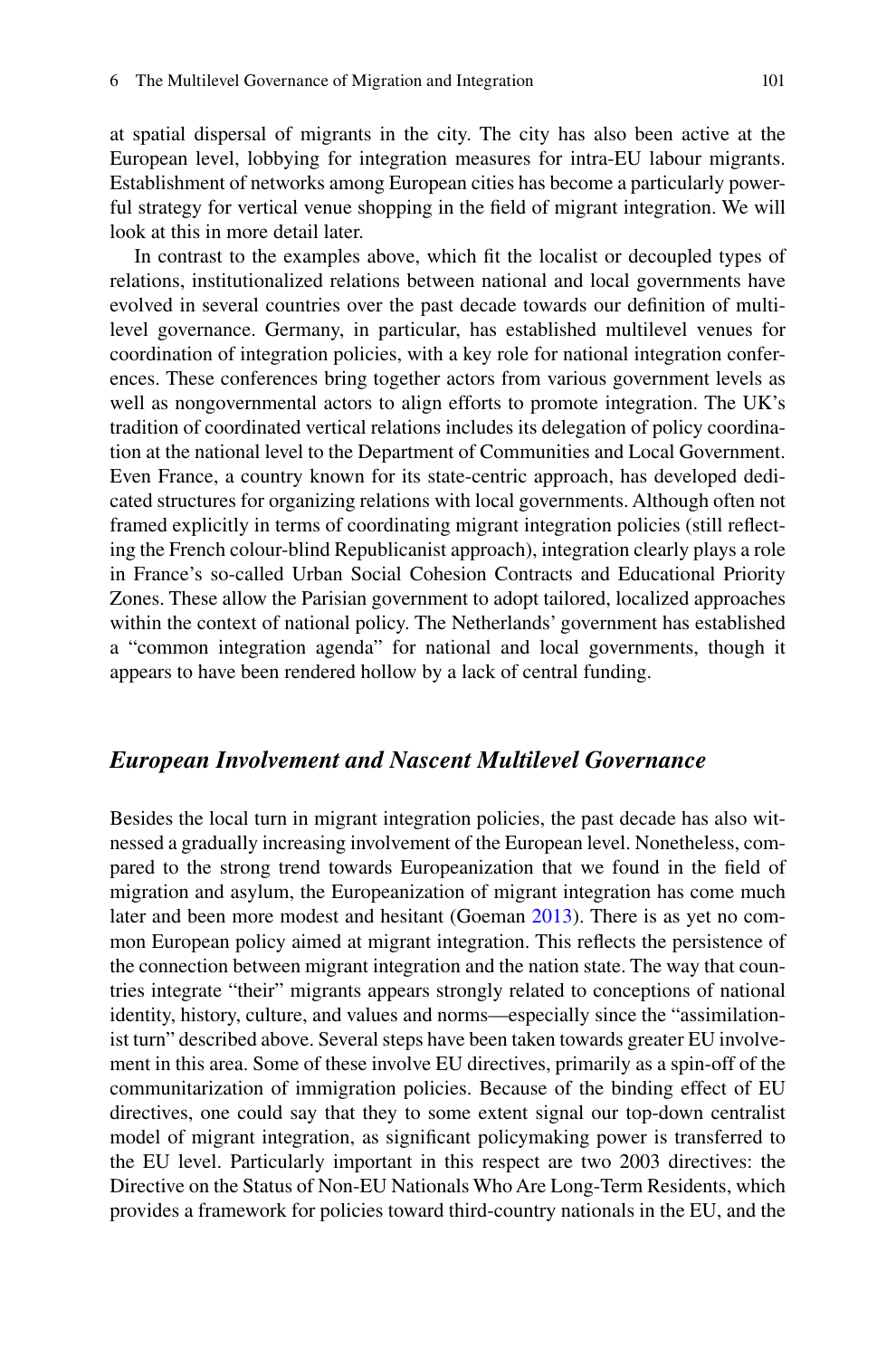at spatial dispersal of migrants in the city. The city has also been active at the European level, lobbying for integration measures for intra-EU labour migrants. Establishment of networks among European cities has become a particularly powerful strategy for vertical venue shopping in the field of migrant integration. We will look at this in more detail later.

In contrast to the examples above, which fit the localist or decoupled types of relations, institutionalized relations between national and local governments have evolved in several countries over the past decade towards our definition of multilevel governance. Germany, in particular, has established multilevel venues for coordination of integration policies, with a key role for national integration conferences. These conferences bring together actors from various government levels as well as nongovernmental actors to align efforts to promote integration. The UK's tradition of coordinated vertical relations includes its delegation of policy coordination at the national level to the Department of Communities and Local Government. Even France, a country known for its state-centric approach, has developed dedicated structures for organizing relations with local governments. Although often not framed explicitly in terms of coordinating migrant integration policies (still reflecting the French colour-blind Republicanist approach), integration clearly plays a role in France's so-called Urban Social Cohesion Contracts and Educational Priority Zones. These allow the Parisian government to adopt tailored, localized approaches within the context of national policy. The Netherlands' government has established a "common integration agenda" for national and local governments, though it appears to have been rendered hollow by a lack of central funding.

### *European Involvement and Nascent Multilevel Governance*

Besides the local turn in migrant integration policies, the past decade has also witnessed a gradually increasing involvement of the European level. Nonetheless, compared to the strong trend towards Europeanization that we found in the field of migration and asylum, the Europeanization of migrant integration has come much later and been more modest and hesitant (Goeman 2013). There is as yet no common European policy aimed at migrant integration. This reflects the persistence of the connection between migrant integration and the nation state. The way that countries integrate "their" migrants appears strongly related to conceptions of national identity, history, culture, and values and norms—especially since the "assimilationist turn" described above. Several steps have been taken towards greater EU involvement in this area. Some of these involve EU directives, primarily as a spin-off of the communitarization of immigration policies. Because of the binding effect of EU directives, one could say that they to some extent signal our top-down centralist model of migrant integration, as significant policymaking power is transferred to the EU level. Particularly important in this respect are two 2003 directives: the Directive on the Status of Non-EU Nationals Who Are Long-Term Residents, which provides a framework for policies toward third-country nationals in the EU, and the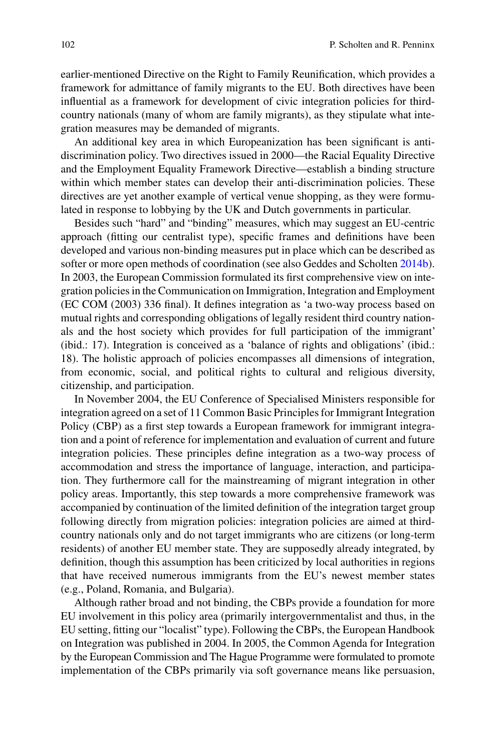earlier-mentioned Directive on the Right to Family Reunification, which provides a framework for admittance of family migrants to the EU. Both directives have been influential as a framework for development of civic integration policies for third-country nationals (many of whom are family migrants), as they stipulate what integration measures may be demanded of migrants.

An additional key area in which Europeanization has been significant is anti-discrimination policy. Two directives issued in 2000—the Racial Equality Directive and the Employment Equality Framework Directive—establish a binding structure within which member states can develop their anti-discrimination policies. These directives are yet another example of vertical venue shopping, as they were formulated in response to lobbying by the UK and Dutch governments in particular.

Besides such "hard" and "binding" measures, which may suggest an EU-centric approach (fitting our centralist type), specific frames and definitions have been developed and various non-binding measures put in place which can be described as softer or more open methods of coordination (see also Geddes and Scholten 2014b). In 2003, the European Commission formulated its first comprehensive view on integration policies in the Communication on Immigration, Integration and Employment (EC COM (2003) 336 final). It defines integration as 'a two-way process based on mutual rights and corresponding obligations of legally resident third country nationals and the host society which provides for full participation of the immigrant' (ibid.: 17). Integration is conceived as a 'balance of rights and obligations' (ibid.: 18). The holistic approach of policies encompasses all dimensions of integration, from economic, social, and political rights to cultural and religious diversity, citizenship, and participation.

In November 2004, the EU Conference of Specialised Ministers responsible for integration agreed on a set of 11 Common Basic Principles for Immigrant Integration Policy (CBP) as a first step towards a European framework for immigrant integration and a point of reference for implementation and evaluation of current and future integration policies. These principles define integration as a two-way process of accommodation and stress the importance of language, interaction, and participation. They furthermore call for the mainstreaming of migrant integration in other policy areas. Importantly, this step towards a more comprehensive framework was accompanied by continuation of the limited definition of the integration target group following directly from migration policies: integration policies are aimed at third-country nationals only and do not target immigrants who are citizens (or long-term residents) of another EU member state. They are supposedly already integrated, by definition, though this assumption has been criticized by local authorities in regions that have received numerous immigrants from the EU's newest member states (e.g., Poland, Romania, and Bulgaria).

Although rather broad and not binding, the CBPs provide a foundation for more EU involvement in this policy area (primarily intergovernmentalist and thus, in the EU setting, fitting our "localist" type). Following the CBPs, the European Handbook on Integration was published in 2004. In 2005, the Common Agenda for Integration by the European Commission and The Hague Programme were formulated to promote implementation of the CBPs primarily via soft governance means like persuasion,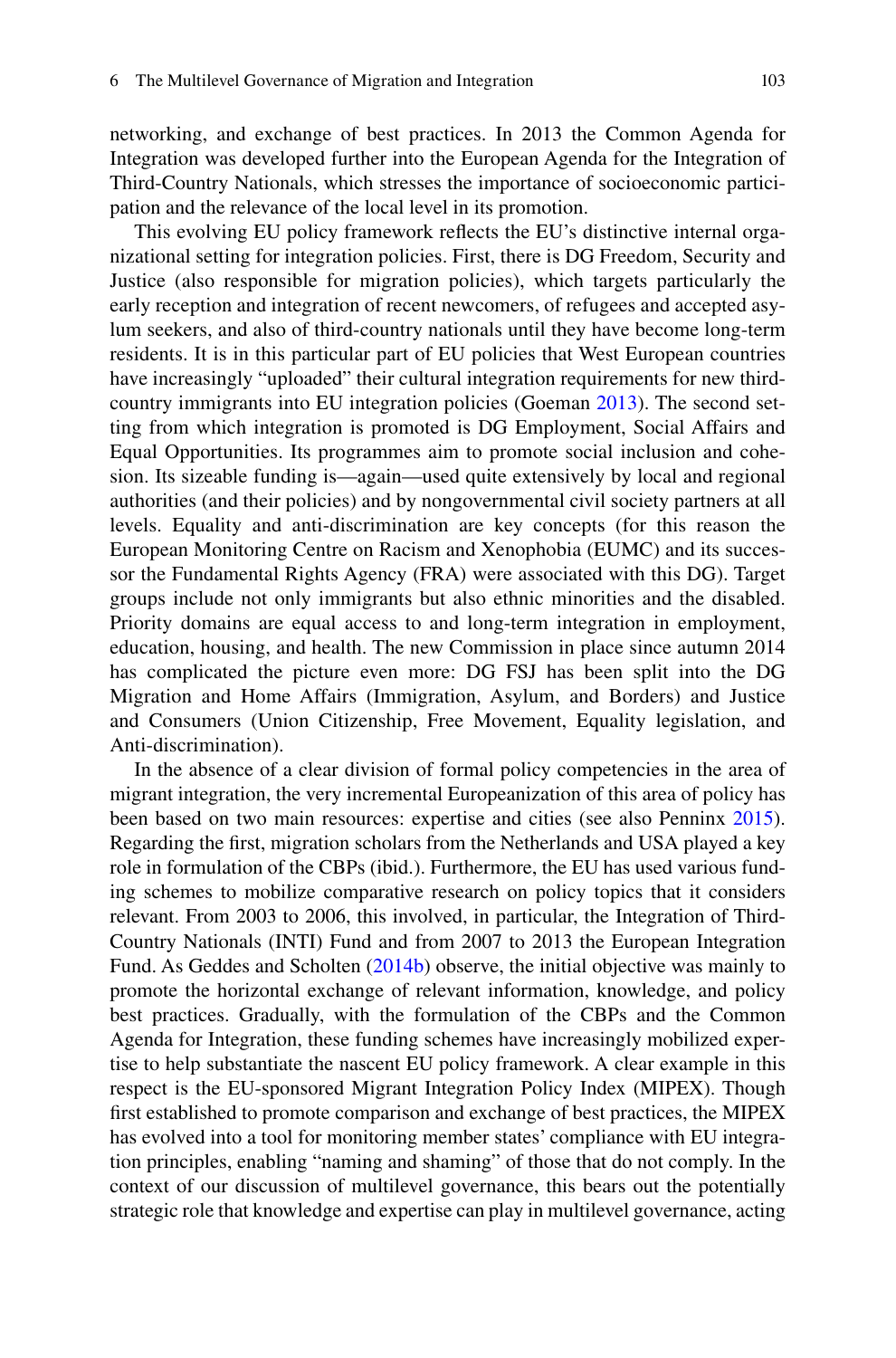networking, and exchange of best practices. In 2013 the Common Agenda for Integration was developed further into the European Agenda for the Integration of Third-Country Nationals, which stresses the importance of socioeconomic participation and the relevance of the local level in its promotion.

This evolving EU policy framework reflects the EU's distinctive internal organizational setting for integration policies. First, there is DG Freedom, Security and Justice (also responsible for migration policies), which targets particularly the early reception and integration of recent newcomers, of refugees and accepted asylum seekers, and also of third-country nationals until they have become long-term residents. It is in this particular part of EU policies that West European countries have increasingly "uploaded" their cultural integration requirements for new third-country immigrants into EU integration policies (Goeman 2013). The second setting from which integration is promoted is DG Employment, Social Affairs and Equal Opportunities. Its programmes aim to promote social inclusion and cohesion. Its sizeable funding is—again—used quite extensively by local and regional authorities (and their policies) and by nongovernmental civil society partners at all levels. Equality and anti-discrimination are key concepts (for this reason the European Monitoring Centre on Racism and Xenophobia (EUMC) and its successor the Fundamental Rights Agency (FRA) were associated with this DG). Target groups include not only immigrants but also ethnic minorities and the disabled. Priority domains are equal access to and long-term integration in employment, education, housing, and health. The new Commission in place since autumn 2014 has complicated the picture even more: DG FSJ has been split into the DG Migration and Home Affairs (Immigration, Asylum, and Borders) and Justice and Consumers (Union Citizenship, Free Movement, Equality legislation, and Anti-discrimination).

In the absence of a clear division of formal policy competencies in the area of migrant integration, the very incremental Europeanization of this area of policy has been based on two main resources: expertise and cities (see also Penninx 2015). Regarding the first, migration scholars from the Netherlands and USA played a key role in formulation of the CBPs (ibid.). Furthermore, the EU has used various funding schemes to mobilize comparative research on policy topics that it considers relevant. From 2003 to 2006, this involved, in particular, the Integration of Third-Country Nationals (INTI) Fund and from 2007 to 2013 the European Integration Fund. As Geddes and Scholten (2014b) observe, the initial objective was mainly to promote the horizontal exchange of relevant information, knowledge, and policy best practices. Gradually, with the formulation of the CBPs and the Common Agenda for Integration, these funding schemes have increasingly mobilized expertise to help substantiate the nascent EU policy framework. A clear example in this respect is the EU-sponsored Migrant Integration Policy Index (MIPEX). Though first established to promote comparison and exchange of best practices, the MIPEX has evolved into a tool for monitoring member states' compliance with EU integration principles, enabling "naming and shaming" of those that do not comply. In the context of our discussion of multilevel governance, this bears out the potentially strategic role that knowledge and expertise can play in multilevel governance, acting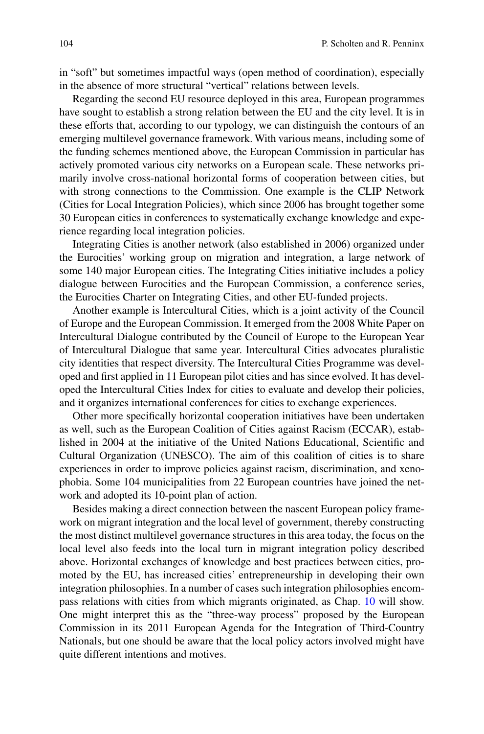in "soft" but sometimes impactful ways (open method of coordination), especially in the absence of more structural "vertical" relations between levels.

Regarding the second EU resource deployed in this area, European programmes have sought to establish a strong relation between the EU and the city level. It is in these efforts that, according to our typology, we can distinguish the contours of an emerging multilevel governance framework. With various means, including some of the funding schemes mentioned above, the European Commission in particular has actively promoted various city networks on a European scale. These networks primarily involve cross-national horizontal forms of cooperation between cities, but with strong connections to the Commission. One example is the CLIP Network (Cities for Local Integration Policies), which since 2006 has brought together some 30 European cities in conferences to systematically exchange knowledge and experience regarding local integration policies.

Integrating Cities is another network (also established in 2006) organized under the Eurocities' working group on migration and integration, a large network of some 140 major European cities. The Integrating Cities initiative includes a policy dialogue between Eurocities and the European Commission, a conference series, the Eurocities Charter on Integrating Cities, and other EU-funded projects.

Another example is Intercultural Cities, which is a joint activity of the Council of Europe and the European Commission. It emerged from the 2008 White Paper on Intercultural Dialogue contributed by the Council of Europe to the European Year of Intercultural Dialogue that same year. Intercultural Cities advocates pluralistic city identities that respect diversity. The Intercultural Cities Programme was developed and first applied in 11 European pilot cities and has since evolved. It has developed the Intercultural Cities Index for cities to evaluate and develop their policies, and it organizes international conferences for cities to exchange experiences.

Other more specifically horizontal cooperation initiatives have been undertaken as well, such as the European Coalition of Cities against Racism (ECCAR), established in 2004 at the initiative of the United Nations Educational, Scientific and Cultural Organization (UNESCO). The aim of this coalition of cities is to share experiences in order to improve policies against racism, discrimination, and xenophobia. Some 104 municipalities from 22 European countries have joined the network and adopted its 10-point plan of action.

Besides making a direct connection between the nascent European policy framework on migrant integration and the local level of government, thereby constructing the most distinct multilevel governance structures in this area today, the focus on the local level also feeds into the local turn in migrant integration policy described above. Horizontal exchanges of knowledge and best practices between cities, promoted by the EU, has increased cities' entrepreneurship in developing their own integration philosophies. In a number of cases such integration philosophies encompass relations with cities from which migrants originated, as Chap. 10 will show. One might interpret this as the "three-way process" proposed by the European Commission in its 2011 European Agenda for the Integration of Third-Country Nationals, but one should be aware that the local policy actors involved might have quite different intentions and motives.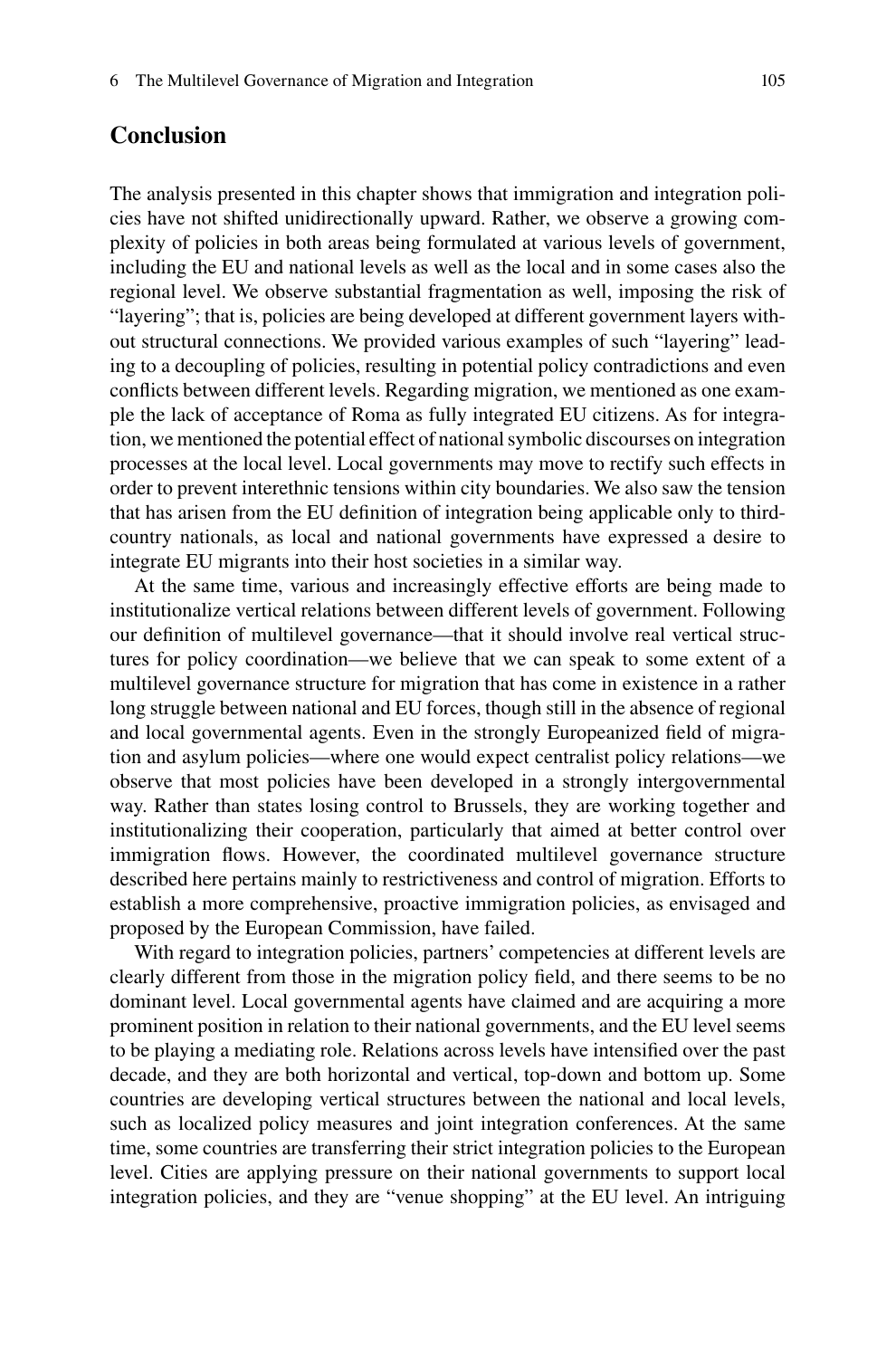## Conclusion

The analysis presented in this chapter shows that immigration and integration policies have not shifted unidirectionally upward. Rather, we observe a growing complexity of policies in both areas being formulated at various levels of government, including the EU and national levels as well as the local and in some cases also the regional level. We observe substantial fragmentation as well, imposing the risk of "layering"; that is, policies are being developed at different government layers without structural connections. We provided various examples of such "layering" leading to a decoupling of policies, resulting in potential policy contradictions and even conflicts between different levels. Regarding migration, we mentioned as one example the lack of acceptance of Roma as fully integrated EU citizens. As for integration, we mentioned the potential effect of national symbolic discourses on integration processes at the local level. Local governments may move to rectify such effects in order to prevent interethnic tensions within city boundaries. We also saw the tension that has arisen from the EU definition of integration being applicable only to third-country nationals, as local and national governments have expressed a desire to integrate EU migrants into their host societies in a similar way.

At the same time, various and increasingly effective efforts are being made to institutionalize vertical relations between different levels of government. Following our definition of multilevel governance—that it should involve real vertical structures for policy coordination—we believe that we can speak to some extent of a multilevel governance structure for migration that has come in existence in a rather long struggle between national and EU forces, though still in the absence of regional and local governmental agents. Even in the strongly Europeanized field of migration and asylum policies—where one would expect centralist policy relations—we observe that most policies have been developed in a strongly intergovernmental way. Rather than states losing control to Brussels, they are working together and institutionalizing their cooperation, particularly that aimed at better control over immigration flows. However, the coordinated multilevel governance structure described here pertains mainly to restrictiveness and control of migration. Efforts to establish a more comprehensive, proactive immigration policies, as envisaged and proposed by the European Commission, have failed.

With regard to integration policies, partners' competencies at different levels are clearly different from those in the migration policy field, and there seems to be no dominant level. Local governmental agents have claimed and are acquiring a more prominent position in relation to their national governments, and the EU level seems to be playing a mediating role. Relations across levels have intensified over the past decade, and they are both horizontal and vertical, top-down and bottom up. Some countries are developing vertical structures between the national and local levels, such as localized policy measures and joint integration conferences. At the same time, some countries are transferring their strict integration policies to the European level. Cities are applying pressure on their national governments to support local integration policies, and they are "venue shopping" at the EU level. An intriguing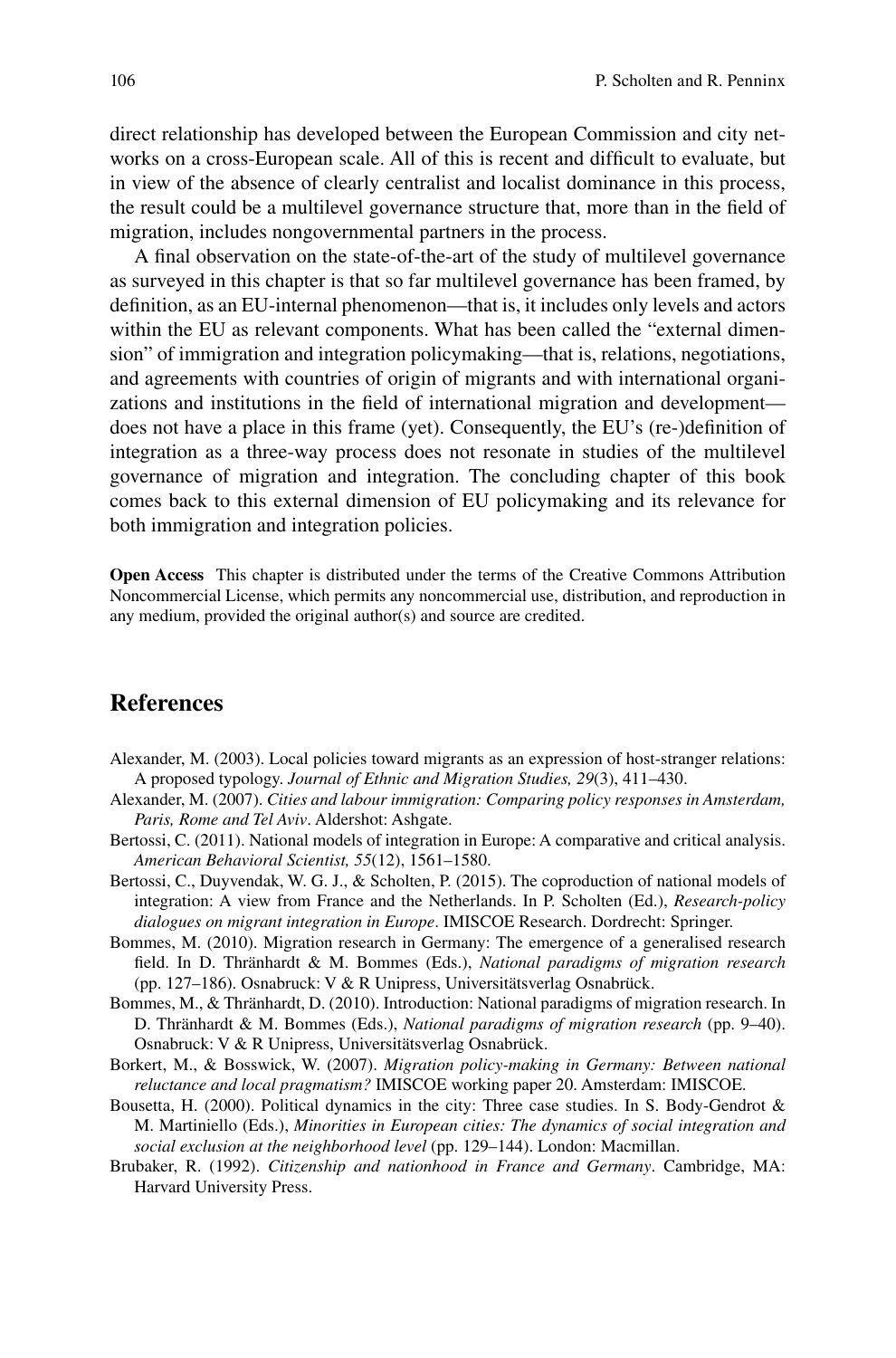direct relationship has developed between the European Commission and city networks on a cross-European scale. All of this is recent and difficult to evaluate, but in view of the absence of clearly centralist and localist dominance in this process, the result could be a multilevel governance structure that, more than in the field of migration, includes nongovernmental partners in the process.

A final observation on the state-of-the-art of the study of multilevel governance as surveyed in this chapter is that so far multilevel governance has been framed, by definition, as an EU-internal phenomenon—that is, it includes only levels and actors within the EU as relevant components. What has been called the "external dimension" of immigration and integration policymaking—that is, relations, negotiations, and agreements with countries of origin of migrants and with international organizations and institutions in the field of international migration and development—does not have a place in this frame (yet). Consequently, the EU's (re-)definition of integration as a three-way process does not resonate in studies of the multilevel governance of migration and integration. The concluding chapter of this book comes back to this external dimension of EU policymaking and its relevance for both immigration and integration policies.

**Open Access** This chapter is distributed under the terms of the Creative Commons Attribution Noncommercial License, which permits any noncommercial use, distribution, and reproduction in any medium, provided the original author(s) and source are credited.

## References

Alexander, M. (2003). Local policies toward migrants as an expression of host-stranger relations: A proposed typology. *Journal of Ethnic and Migration Studies, 29*(3), 411–430.

Alexander, M. (2007). *Cities and labour immigration: Comparing policy responses in Amsterdam, Paris, Rome and Tel Aviv*. Aldershot: Ashgate.

Bertossi, C. (2011). National models of integration in Europe: A comparative and critical analysis. *American Behavioral Scientist, 55*(12), 1561–1580.

Bertossi, C., Duyvendak, W. G. J., & Scholten, P. (2015). The coproduction of national models of integration: A view from France and the Netherlands. In P. Scholten (Ed.), *Research-policy dialogues on migrant integration in Europe*. IMISCOE Research. Dordrecht: Springer.

Bommes, M. (2010). Migration research in Germany: The emergence of a generalised research field. In D. Thränhardt & M. Bommes (Eds.), *National paradigms of migration research* (pp. 127–186). Osnabruck: V & R Unipress, Universitätsverlag Osnabrück.

Bommes, M., & Thränhardt, D. (2010). Introduction: National paradigms of migration research. In D. Thränhardt & M. Bommes (Eds.), *National paradigms of migration research* (pp. 9–40). Osnabruck: V & R Unipress, Universitätsverlag Osnabrück.

Borkert, M., & Bosswick, W. (2007). *Migration policy-making in Germany: Between national reluctance and local pragmatism?* IMISCOE working paper 20. Amsterdam: IMISCOE.

Bousetta, H. (2000). Political dynamics in the city: Three case studies. In S. Body-Gendrot & M. Martiniello (Eds.), *Minorities in European cities: The dynamics of social integration and social exclusion at the neighborhood level* (pp. 129–144). London: Macmillan.

Brubaker, R. (1992). *Citizenship and nationhood in France and Germany*. Cambridge, MA: Harvard University Press.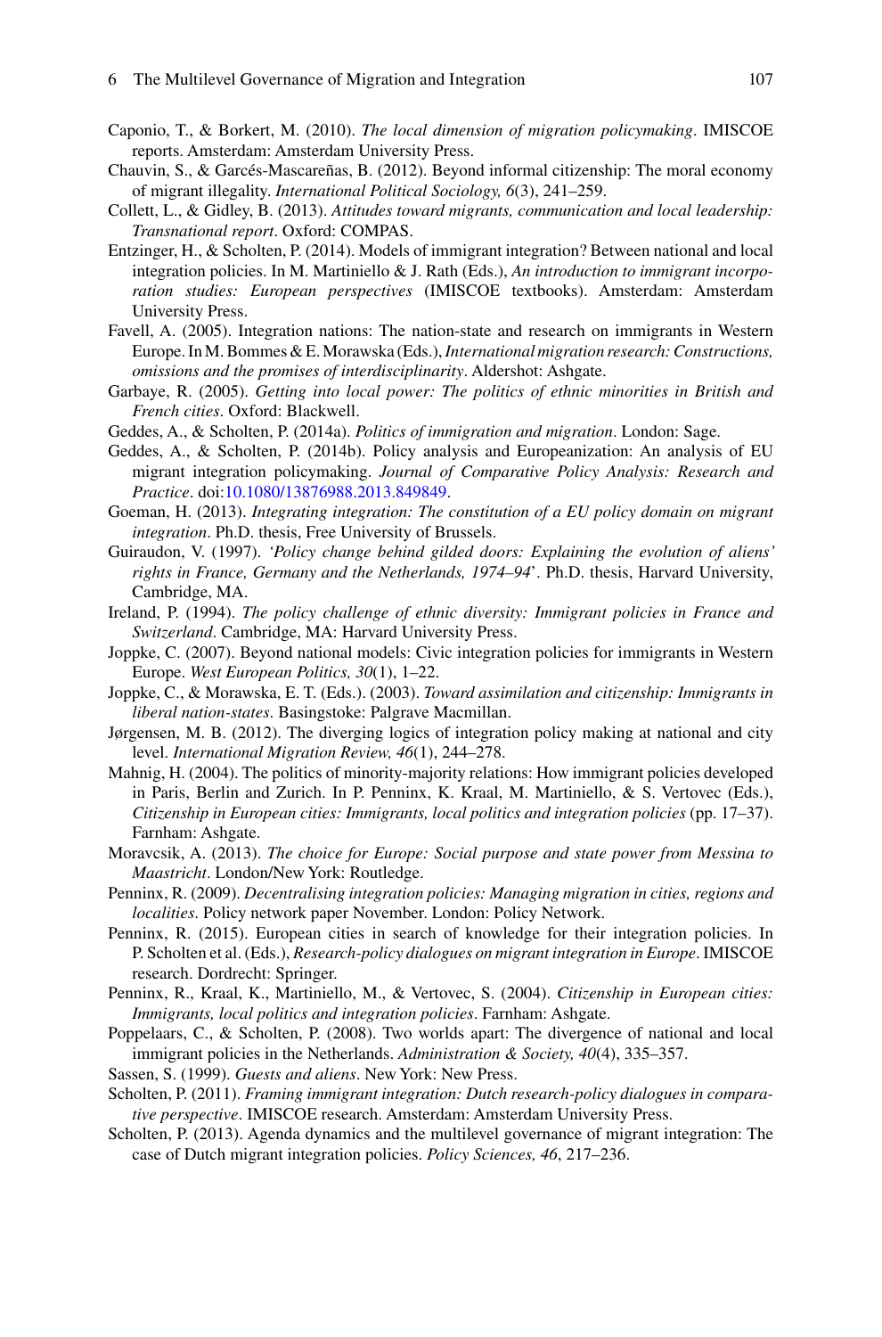Caponio, T., & Borkert, M. (2010). *The local dimension of migration policymaking*. IMISCOE reports. Amsterdam: Amsterdam University Press.

Chauvin, S., & Garcés-Mascareñas, B. (2012). Beyond informal citizenship: The moral economy of migrant illegality. *International Political Sociology, 6*(3), 241–259.

Collett, L., & Gidley, B. (2013). *Attitudes toward migrants, communication and local leadership: Transnational report*. Oxford: COMPAS.

Entzinger, H., & Scholten, P. (2014). Models of immigrant integration? Between national and local integration policies. In M. Martiniello & J. Rath (Eds.), *An introduction to immigrant incorporation studies: European perspectives* (IMISCOE textbooks). Amsterdam: Amsterdam University Press.

Favell, A. (2005). Integration nations: The nation-state and research on immigrants in Western Europe. In M. Bommes & E. Morawska (Eds.), *International migration research: Constructions, omissions and the promises of interdisciplinarity*. Aldershot: Ashgate.

Garbaye, R. (2005). *Getting into local power: The politics of ethnic minorities in British and French cities*. Oxford: Blackwell.

Geddes, A., & Scholten, P. (2014a). *Politics of immigration and migration*. London: Sage.

Geddes, A., & Scholten, P. (2014b). Policy analysis and Europeanization: An analysis of EU migrant integration policymaking. *Journal of Comparative Policy Analysis: Research and Practice*. doi:10.1080/13876988.2013.849849.

Goeman, H. (2013). *Integrating integration: The constitution of a EU policy domain on migrant integration*. Ph.D. thesis, Free University of Brussels.

Guiraudon, V. (1997). *'Policy change behind gilded doors: Explaining the evolution of aliens' rights in France, Germany and the Netherlands, 1974–94'*. Ph.D. thesis, Harvard University, Cambridge, MA.

Ireland, P. (1994). *The policy challenge of ethnic diversity: Immigrant policies in France and Switzerland*. Cambridge, MA: Harvard University Press.

Joppke, C. (2007). Beyond national models: Civic integration policies for immigrants in Western Europe. *West European Politics, 30*(1), 1–22.

Joppke, C., & Morawska, E. T. (Eds.). (2003). *Toward assimilation and citizenship: Immigrants in liberal nation-states*. Basingstoke: Palgrave Macmillan.

Jørgensen, M. B. (2012). The diverging logics of integration policy making at national and city level. *International Migration Review, 46*(1), 244–278.

Mahnig, H. (2004). The politics of minority-majority relations: How immigrant policies developed in Paris, Berlin and Zurich. In P. Penninx, K. Kraal, M. Martiniello, & S. Vertovec (Eds.), *Citizenship in European cities: Immigrants, local politics and integration policies* (pp. 17–37). Farnham: Ashgate.

Moravcsik, A. (2013). *The choice for Europe: Social purpose and state power from Messina to Maastricht*. London/New York: Routledge.

Penninx, R. (2009). *Decentralising integration policies: Managing migration in cities, regions and localities*. Policy network paper November. London: Policy Network.

Penninx, R. (2015). European cities in search of knowledge for their integration policies. In P. Scholten et al. (Eds.), *Research-policy dialogues on migrant integration in Europe*. IMISCOE research. Dordrecht: Springer.

Penninx, R., Kraal, K., Martiniello, M., & Vertovec, S. (2004). *Citizenship in European cities: Immigrants, local politics and integration policies*. Farnham: Ashgate.

Poppelaars, C., & Scholten, P. (2008). Two worlds apart: The divergence of national and local immigrant policies in the Netherlands. *Administration & Society, 40*(4), 335–357.

Sassen, S. (1999). *Guests and aliens*. New York: New Press.

Scholten, P. (2011). *Framing immigrant integration: Dutch research-policy dialogues in comparative perspective*. IMISCOE research. Amsterdam: Amsterdam University Press.

Scholten, P. (2013). Agenda dynamics and the multilevel governance of migrant integration: The case of Dutch migrant integration policies. *Policy Sciences, 46*, 217–236.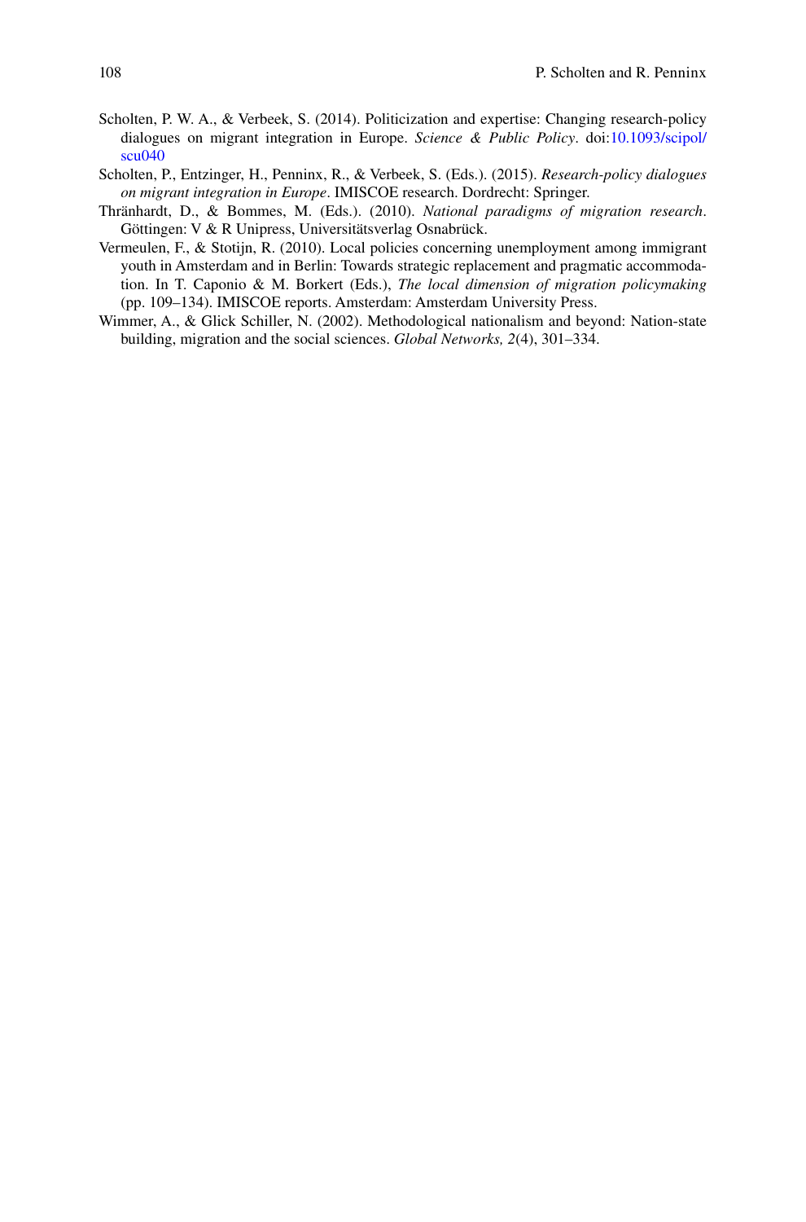Scholten, P. W. A., & Verbeek, S. (2014). Politicization and expertise: Changing research-policy dialogues on migrant integration in Europe. *Science & Public Policy*. doi:10.1093/scipol/scu040

Scholten, P., Entzinger, H., Penninx, R., & Verbeek, S. (Eds.). (2015). *Research-policy dialogues on migrant integration in Europe*. IMISCOE research. Dordrecht: Springer.

Thränhardt, D., & Bommes, M. (Eds.). (2010). *National paradigms of migration research*. Göttingen: V & R Unipress, Universitätsverlag Osnabrück.

Vermeulen, F., & Stotijn, R. (2010). Local policies concerning unemployment among immigrant youth in Amsterdam and in Berlin: Towards strategic replacement and pragmatic accommodation. In T. Caponio & M. Borkert (Eds.), *The local dimension of migration policymaking* (pp. 109–134). IMISCOE reports. Amsterdam: Amsterdam University Press.

Wimmer, A., & Glick Schiller, N. (2002). Methodological nationalism and beyond: Nation-state building, migration and the social sciences. *Global Networks, 2*(4), 301–334.